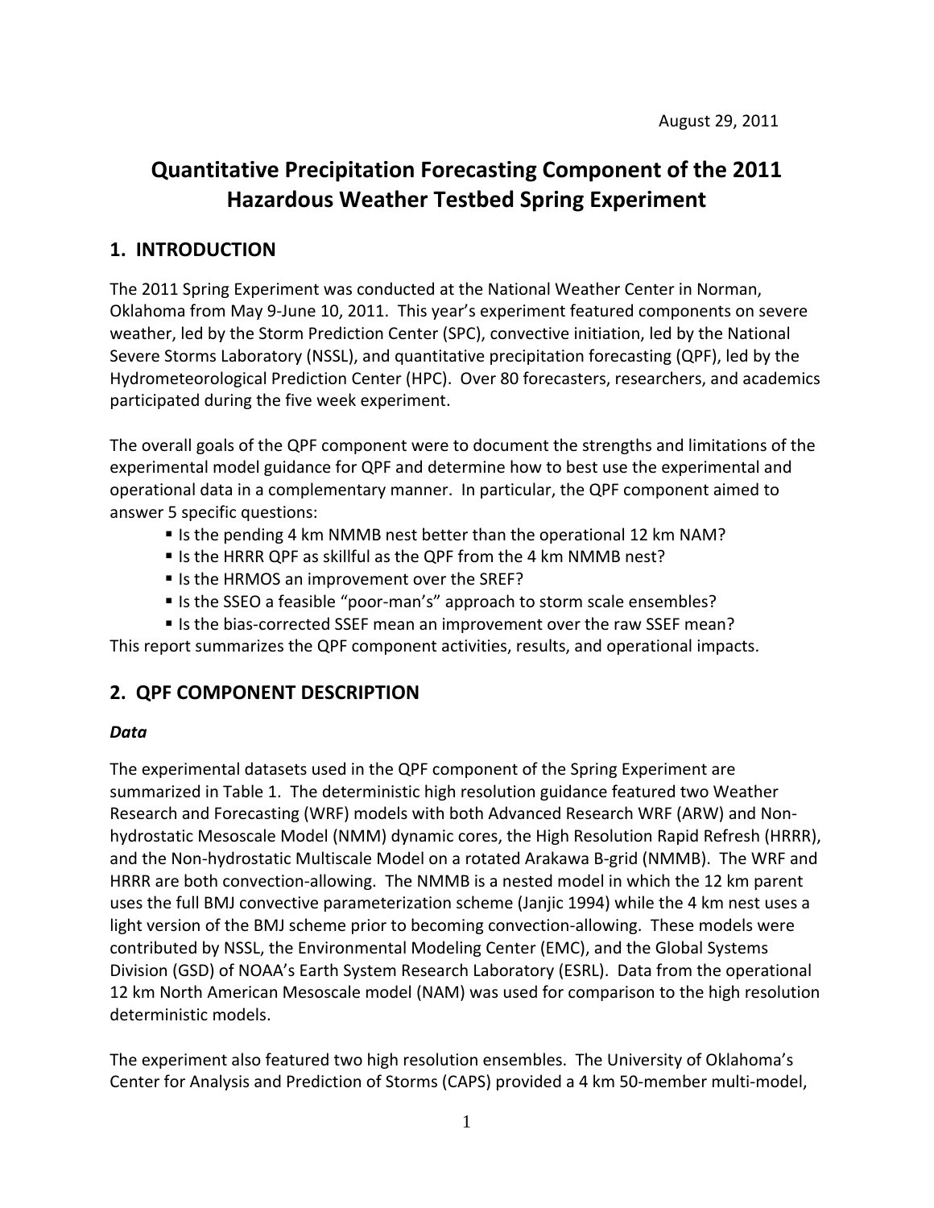August 29, 2011

# Quantitative Precipitation Forecasting Component of the 2011 Hazardous Weather Testbed Spring Experiment

## 1. INTRODUCTION

The 2011 Spring Experiment was conducted at the National Weather Center in Norman, Oklahoma from May 9-June 10, 2011. This year's experiment featured components on severe weather, led by the Storm Prediction Center (SPC), convective initiation, led by the National Severe Storms Laboratory (NSSL), and quantitative precipitation forecasting (QPF), led by the Hydrometeorological Prediction Center (HPC). Over 80 forecasters, researchers, and academics participated during the five week experiment.

The overall goals of the QPF component were to document the strengths and limitations of the experimental model guidance for QPF and determine how to best use the experimental and operational data in a complementary manner. In particular, the QPF component aimed to answer 5 specific questions:

- Is the pending 4 km NMMB nest better than the operational 12 km NAM?
- Is the HRRR QPF as skillful as the QPF from the 4 km NMMB nest?
- Is the HRMOS an improvement over the SREF?
- Is the SSEO a feasible "poor-man's" approach to storm scale ensembles?
- Is the bias-corrected SSEF mean an improvement over the raw SSEF mean?

This report summarizes the QPF component activities, results, and operational impacts.

## 2. QPF COMPONENT DESCRIPTION

### *Data*

The experimental datasets used in the QPF component of the Spring Experiment are summarized in Table 1. The deterministic high resolution guidance featured two Weather Research and Forecasting (WRF) models with both Advanced Research WRF (ARW) and Non-hydrostatic Mesoscale Model (NMM) dynamic cores, the High Resolution Rapid Refresh (HRRR), and the Non-hydrostatic Multiscale Model on a rotated Arakawa B-grid (NMMB). The WRF and HRRR are both convection-allowing. The NMMB is a nested model in which the 12 km parent uses the full BMJ convective parameterization scheme (Janjic 1994) while the 4 km nest uses a light version of the BMJ scheme prior to becoming convection-allowing. These models were contributed by NSSL, the Environmental Modeling Center (EMC), and the Global Systems Division (GSD) of NOAA's Earth System Research Laboratory (ESRL). Data from the operational 12 km North American Mesoscale model (NAM) was used for comparison to the high resolution deterministic models.

The experiment also featured two high resolution ensembles. The University of Oklahoma's Center for Analysis and Prediction of Storms (CAPS) provided a 4 km 50-member multi-model,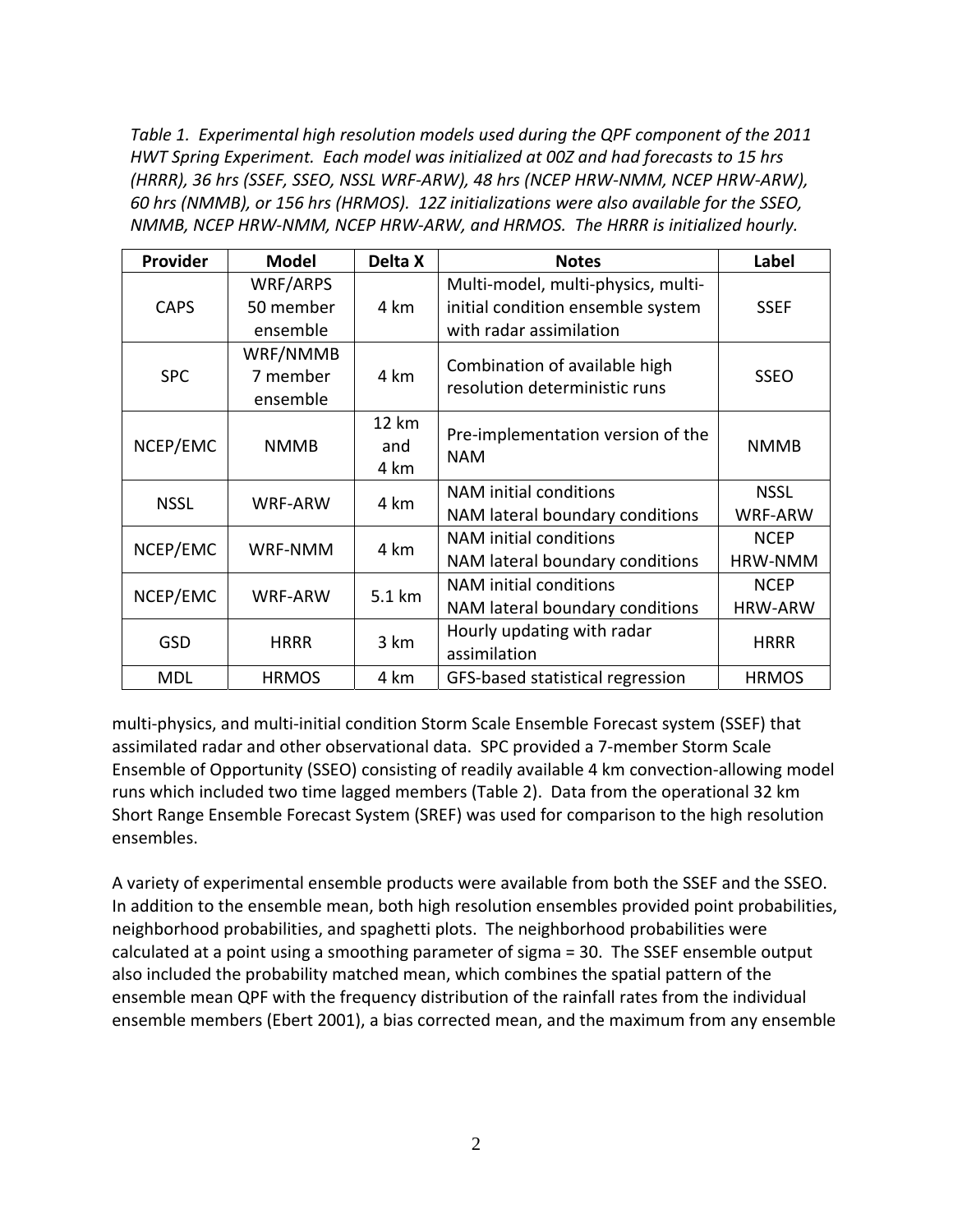*Table 1. Experimental high resolution models used during the QPF component of the 2011 HWT Spring Experiment. Each model was initialized at 00Z and had forecasts to 15 hrs (HRRR), 36 hrs (SSEF, SSEO, NSSL WRF-ARW), 48 hrs (NCEP HRW-NMM, NCEP HRW-ARW), 60 hrs (NMMB), or 156 hrs (HRMOS). 12Z initializations were also available for the SSEO, NMMB, NCEP HRW-NMM, NCEP HRW-ARW, and HRMOS. The HRRR is initialized hourly.*

| Provider | Model | Delta X | Notes | Label |
|---|---|---|---|---|
| CAPS | WRF/ARPS 50 member ensemble | 4 km | Multi-model, multi-physics, multi-initial condition ensemble system with radar assimilation | SSEF |
| SPC | WRF/NMMB 7 member ensemble | 4 km | Combination of available high resolution deterministic runs | SSEO |
| NCEP/EMC | NMMB | 12 km and 4 km | Pre-implementation version of the NAM | NMMB |
| NSSL | WRF-ARW | 4 km | NAM initial conditions NAM lateral boundary conditions | NSSL WRF-ARW |
| NCEP/EMC | WRF-NMM | 4 km | NAM initial conditions NAM lateral boundary conditions | NCEP HRW-NMM |
| NCEP/EMC | WRF-ARW | 5.1 km | NAM initial conditions NAM lateral boundary conditions | NCEP HRW-ARW |
| GSD | HRRR | 3 km | Hourly updating with radar assimilation | HRRR |
| MDL | HRMOS | 4 km | GFS-based statistical regression | HRMOS |

multi-physics, and multi-initial condition Storm Scale Ensemble Forecast system (SSEF) that assimilated radar and other observational data. SPC provided a 7-member Storm Scale Ensemble of Opportunity (SSEO) consisting of readily available 4 km convection-allowing model runs which included two time lagged members (Table 2). Data from the operational 32 km Short Range Ensemble Forecast System (SREF) was used for comparison to the high resolution ensembles.

A variety of experimental ensemble products were available from both the SSEF and the SSEO. In addition to the ensemble mean, both high resolution ensembles provided point probabilities, neighborhood probabilities, and spaghetti plots. The neighborhood probabilities were calculated at a point using a smoothing parameter of sigma = 30. The SSEF ensemble output also included the probability matched mean, which combines the spatial pattern of the ensemble mean QPF with the frequency distribution of the rainfall rates from the individual ensemble members (Ebert 2001), a bias corrected mean, and the maximum from any ensemble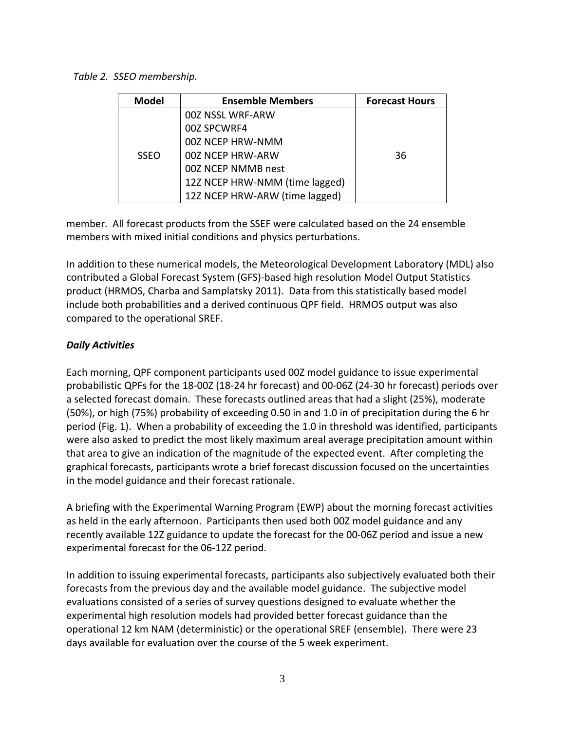*Table 2. SSEO membership.*

| Model | Ensemble Members | Forecast Hours |
|---|---|---|
| SSEO | 00Z NSSL WRF-ARW<br>00Z SPCWRF4<br>00Z NCEP HRW-NMM<br>00Z NCEP HRW-ARW<br>00Z NCEP NMMB nest<br>12Z NCEP HRW-NMM (time lagged)<br>12Z NCEP HRW-ARW (time lagged) | 36 |

member. All forecast products from the SSEF were calculated based on the 24 ensemble members with mixed initial conditions and physics perturbations.

In addition to these numerical models, the Meteorological Development Laboratory (MDL) also contributed a Global Forecast System (GFS)-based high resolution Model Output Statistics product (HRMOS, Charba and Samplatsky 2011). Data from this statistically based model include both probabilities and a derived continuous QPF field. HRMOS output was also compared to the operational SREF.

***Daily Activities***

Each morning, QPF component participants used 00Z model guidance to issue experimental probabilistic QPFs for the 18-00Z (18-24 hr forecast) and 00-06Z (24-30 hr forecast) periods over a selected forecast domain. These forecasts outlined areas that had a slight (25%), moderate (50%), or high (75%) probability of exceeding 0.50 in and 1.0 in of precipitation during the 6 hr period (Fig. 1). When a probability of exceeding the 1.0 in threshold was identified, participants were also asked to predict the most likely maximum areal average precipitation amount within that area to give an indication of the magnitude of the expected event. After completing the graphical forecasts, participants wrote a brief forecast discussion focused on the uncertainties in the model guidance and their forecast rationale.

A briefing with the Experimental Warning Program (EWP) about the morning forecast activities as held in the early afternoon. Participants then used both 00Z model guidance and any recently available 12Z guidance to update the forecast for the 00-06Z period and issue a new experimental forecast for the 06-12Z period.

In addition to issuing experimental forecasts, participants also subjectively evaluated both their forecasts from the previous day and the available model guidance. The subjective model evaluations consisted of a series of survey questions designed to evaluate whether the experimental high resolution models had provided better forecast guidance than the operational 12 km NAM (deterministic) or the operational SREF (ensemble). There were 23 days available for evaluation over the course of the 5 week experiment.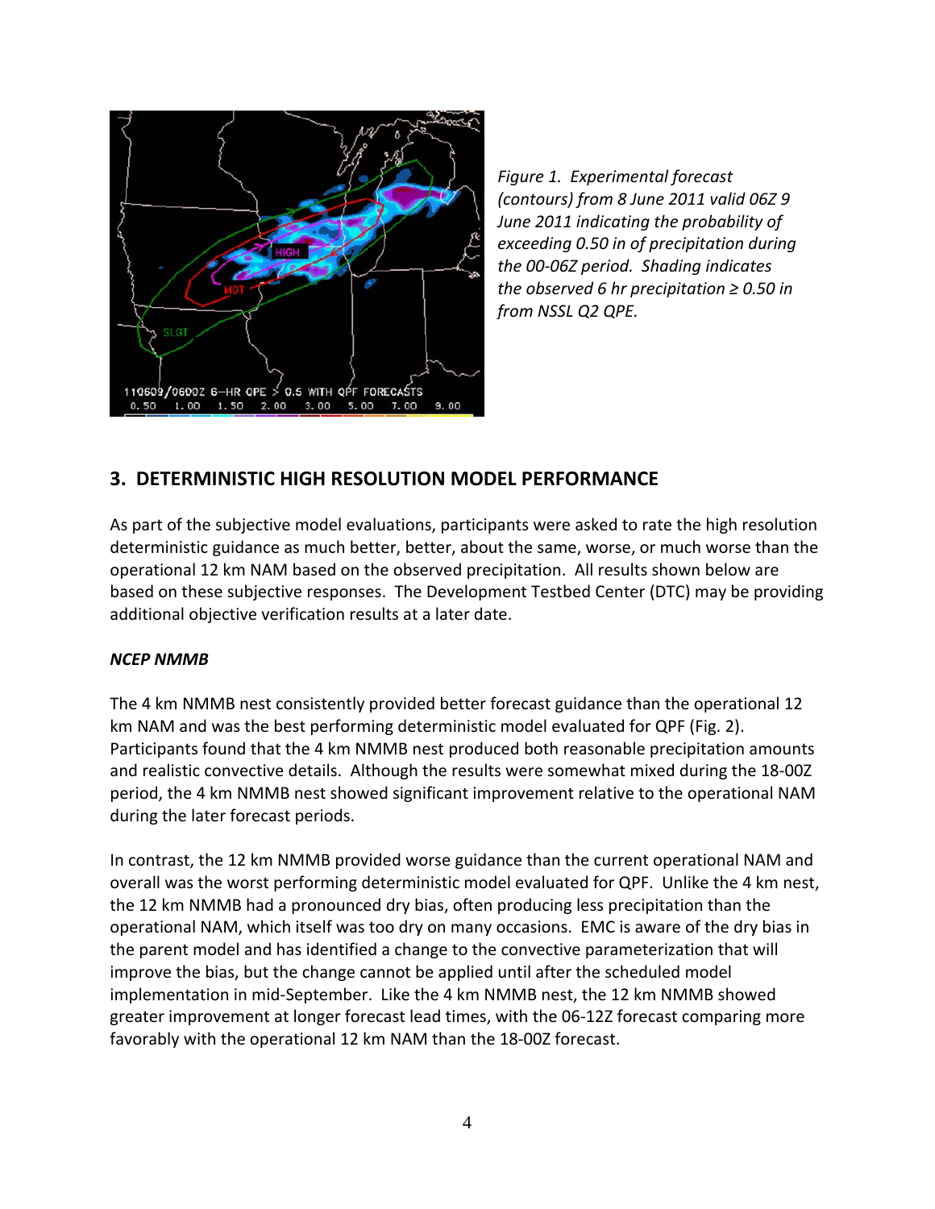*Figure 1. Experimental forecast (contours) from 8 June 2011 valid 06Z 9 June 2011 indicating the probability of exceeding 0.50 in of precipitation during the 00-06Z period. Shading indicates the observed 6 hr precipitation ≥ 0.50 in from NSSL Q2 QPE.*

## 3. DETERMINISTIC HIGH RESOLUTION MODEL PERFORMANCE

As part of the subjective model evaluations, participants were asked to rate the high resolution deterministic guidance as much better, better, about the same, worse, or much worse than the operational 12 km NAM based on the observed precipitation. All results shown below are based on these subjective responses. The Development Testbed Center (DTC) may be providing additional objective verification results at a later date.

### *NCEP NMMB*

The 4 km NMMB nest consistently provided better forecast guidance than the operational 12 km NAM and was the best performing deterministic model evaluated for QPF (Fig. 2). Participants found that the 4 km NMMB nest produced both reasonable precipitation amounts and realistic convective details. Although the results were somewhat mixed during the 18-00Z period, the 4 km NMMB nest showed significant improvement relative to the operational NAM during the later forecast periods.

In contrast, the 12 km NMMB provided worse guidance than the current operational NAM and overall was the worst performing deterministic model evaluated for QPF. Unlike the 4 km nest, the 12 km NMMB had a pronounced dry bias, often producing less precipitation than the operational NAM, which itself was too dry on many occasions. EMC is aware of the dry bias in the parent model and has identified a change to the convective parameterization that will improve the bias, but the change cannot be applied until after the scheduled model implementation in mid-September. Like the 4 km NMMB nest, the 12 km NMMB showed greater improvement at longer forecast lead times, with the 06-12Z forecast comparing more favorably with the operational 12 km NAM than the 18-00Z forecast.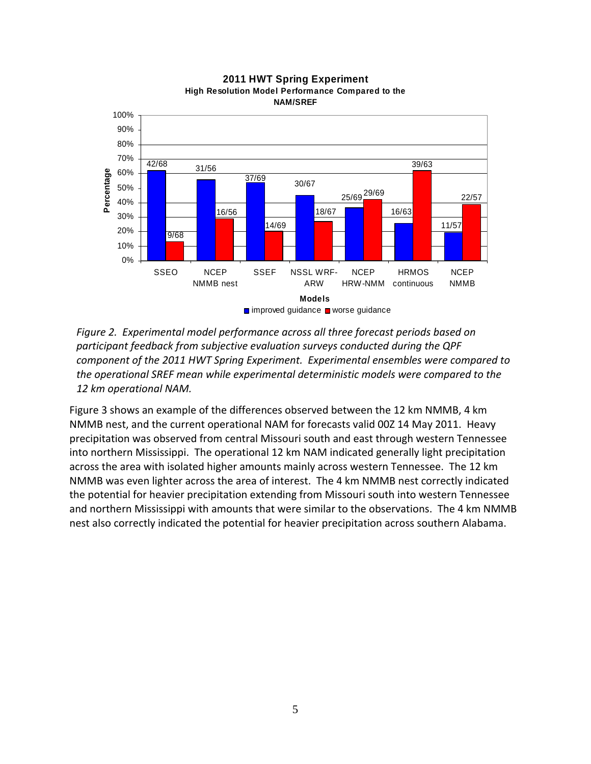**2011 HWT Spring Experiment**
**High Resolution Model Performance Compared to the NAM/SREF**

| Models | improved guidance | worse guidance |
|---|---|---|
| SSEO | 42/68 | 9/68 |
| NCEP NMMB nest | 31/56 | 16/56 |
| SSEF | 37/69 | 14/69 |
| NSSL WRF-ARW | 30/67 | 18/67 |
| NCEP HRW-NMM | 25/69 | 29/69 |
| HRMOS continuous | 16/63 | 39/63 |
| NCEP NMMB | 11/57 | 22/57 |

*Figure 2. Experimental model performance across all three forecast periods based on participant feedback from subjective evaluation surveys conducted during the QPF component of the 2011 HWT Spring Experiment. Experimental ensembles were compared to the operational SREF mean while experimental deterministic models were compared to the 12 km operational NAM.*

Figure 3 shows an example of the differences observed between the 12 km NMMB, 4 km NMMB nest, and the current operational NAM for forecasts valid 00Z 14 May 2011. Heavy precipitation was observed from central Missouri south and east through western Tennessee into northern Mississippi. The operational 12 km NAM indicated generally light precipitation across the area with isolated higher amounts mainly across western Tennessee. The 12 km NMMB was even lighter across the area of interest. The 4 km NMMB nest correctly indicated the potential for heavier precipitation extending from Missouri south into western Tennessee and northern Mississippi with amounts that were similar to the observations. The 4 km NMMB nest also correctly indicated the potential for heavier precipitation across southern Alabama.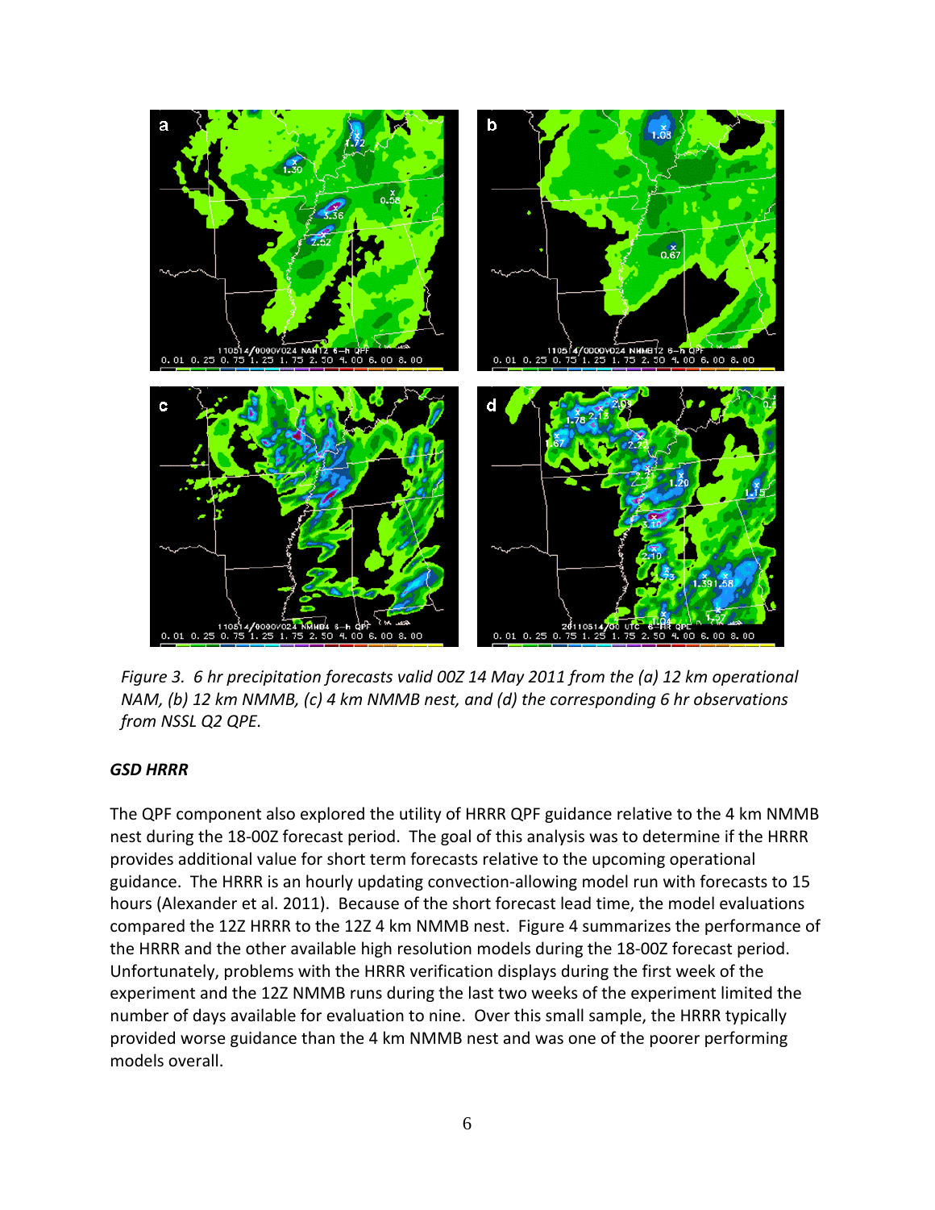*Figure 3. 6 hr precipitation forecasts valid 00Z 14 May 2011 from the (a) 12 km operational NAM, (b) 12 km NMMB, (c) 4 km NMMB nest, and (d) the corresponding 6 hr observations from NSSL Q2 QPE.*

### *GSD HRRR*

The QPF component also explored the utility of HRRR QPF guidance relative to the 4 km NMMB nest during the 18-00Z forecast period. The goal of this analysis was to determine if the HRRR provides additional value for short term forecasts relative to the upcoming operational guidance. The HRRR is an hourly updating convection-allowing model run with forecasts to 15 hours (Alexander et al. 2011). Because of the short forecast lead time, the model evaluations compared the 12Z HRRR to the 12Z 4 km NMMB nest. Figure 4 summarizes the performance of the HRRR and the other available high resolution models during the 18-00Z forecast period. Unfortunately, problems with the HRRR verification displays during the first week of the experiment and the 12Z NMMB runs during the last two weeks of the experiment limited the number of days available for evaluation to nine. Over this small sample, the HRRR typically provided worse guidance than the 4 km NMMB nest and was one of the poorer performing models overall.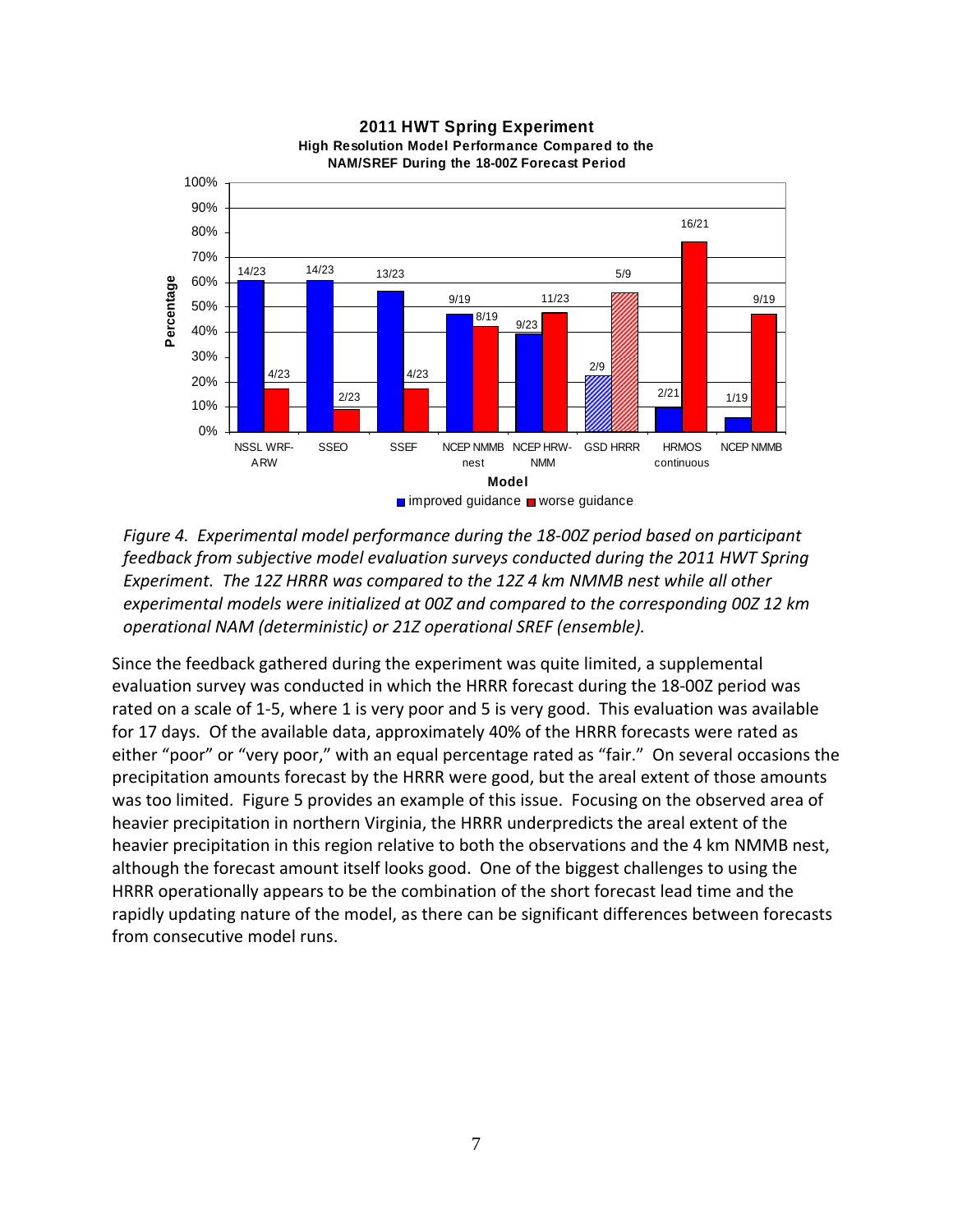**2011 HWT Spring Experiment**
**High Resolution Model Performance Compared to the NAM/SREF During the 18-00Z Forecast Period**

| Model | Improved guidance | Worse guidance |
|---|---|---|
| NSSL WRF-ARW | 14/23 | 4/23 |
| SSEO | 14/23 | 2/23 |
| SSEF | 13/23 | 4/23 |
| NCEP NMMB nest | 9/19 | 8/19 |
| NCEP HRW-NMM | 9/23 | 11/23 |
| GSD HRRR | 2/9 | 5/9 |
| HRMOS continuous | 2/21 | 16/21 |
| NCEP NMMB | 1/19 | 9/19 |

*Figure 4. Experimental model performance during the 18-00Z period based on participant feedback from subjective model evaluation surveys conducted during the 2011 HWT Spring Experiment. The 12Z HRRR was compared to the 12Z 4 km NMMB nest while all other experimental models were initialized at 00Z and compared to the corresponding 00Z 12 km operational NAM (deterministic) or 21Z operational SREF (ensemble).*

Since the feedback gathered during the experiment was quite limited, a supplemental evaluation survey was conducted in which the HRRR forecast during the 18-00Z period was rated on a scale of 1-5, where 1 is very poor and 5 is very good. This evaluation was available for 17 days. Of the available data, approximately 40% of the HRRR forecasts were rated as either "poor" or "very poor," with an equal percentage rated as "fair." On several occasions the precipitation amounts forecast by the HRRR were good, but the areal extent of those amounts was too limited. Figure 5 provides an example of this issue. Focusing on the observed area of heavier precipitation in northern Virginia, the HRRR underpredicts the areal extent of the heavier precipitation in this region relative to both the observations and the 4 km NMMB nest, although the forecast amount itself looks good. One of the biggest challenges to using the HRRR operationally appears to be the combination of the short forecast lead time and the rapidly updating nature of the model, as there can be significant differences between forecasts from consecutive model runs.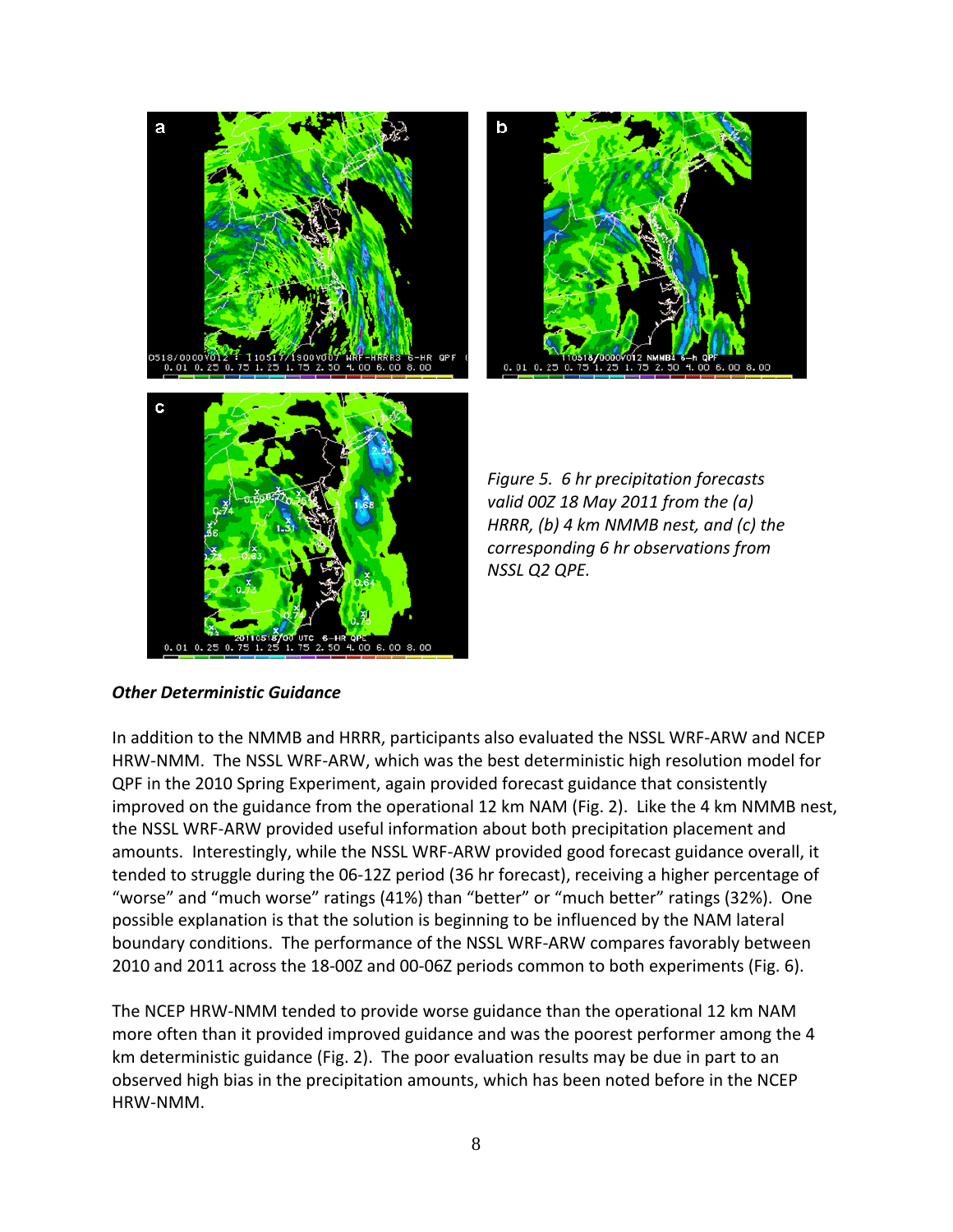*Figure 5. 6 hr precipitation forecasts valid 00Z 18 May 2011 from the (a) HRRR, (b) 4 km NMMB nest, and (c) the corresponding 6 hr observations from NSSL Q2 QPE.*

***Other Deterministic Guidance***

In addition to the NMMB and HRRR, participants also evaluated the NSSL WRF-ARW and NCEP HRW-NMM. The NSSL WRF-ARW, which was the best deterministic high resolution model for QPF in the 2010 Spring Experiment, again provided forecast guidance that consistently improved on the guidance from the operational 12 km NAM (Fig. 2). Like the 4 km NMMB nest, the NSSL WRF-ARW provided useful information about both precipitation placement and amounts. Interestingly, while the NSSL WRF-ARW provided good forecast guidance overall, it tended to struggle during the 06-12Z period (36 hr forecast), receiving a higher percentage of "worse" and "much worse" ratings (41%) than "better" or "much better" ratings (32%). One possible explanation is that the solution is beginning to be influenced by the NAM lateral boundary conditions. The performance of the NSSL WRF-ARW compares favorably between 2010 and 2011 across the 18-00Z and 00-06Z periods common to both experiments (Fig. 6).

The NCEP HRW-NMM tended to provide worse guidance than the operational 12 km NAM more often than it provided improved guidance and was the poorest performer among the 4 km deterministic guidance (Fig. 2). The poor evaluation results may be due in part to an observed high bias in the precipitation amounts, which has been noted before in the NCEP HRW-NMM.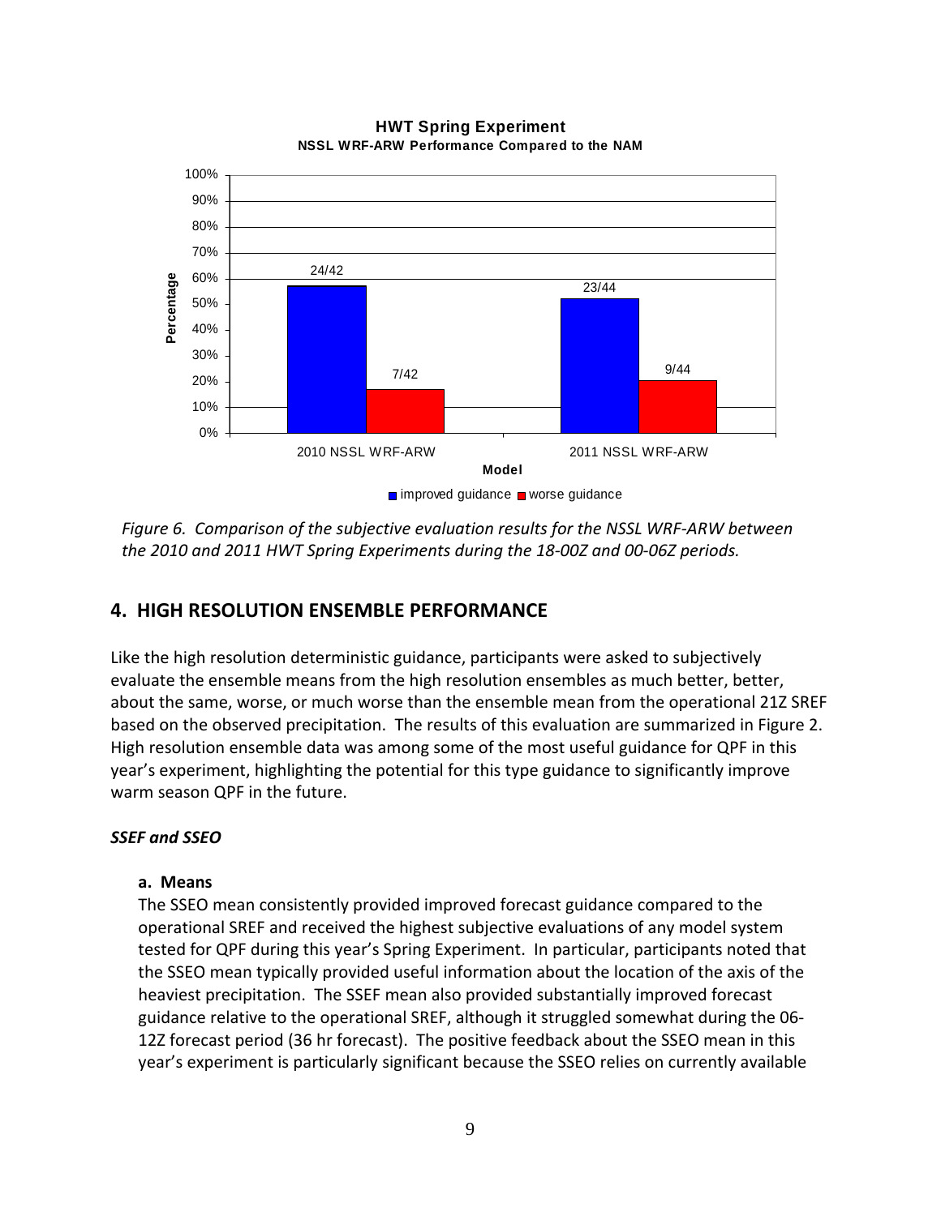*Figure 6. Comparison of the subjective evaluation results for the NSSL WRF-ARW between the 2010 and 2011 HWT Spring Experiments during the 18-00Z and 00-06Z periods.*

## 4. HIGH RESOLUTION ENSEMBLE PERFORMANCE

Like the high resolution deterministic guidance, participants were asked to subjectively evaluate the ensemble means from the high resolution ensembles as much better, better, about the same, worse, or much worse than the ensemble mean from the operational 21Z SREF based on the observed precipitation. The results of this evaluation are summarized in Figure 2. High resolution ensemble data was among some of the most useful guidance for QPF in this year's experiment, highlighting the potential for this type guidance to significantly improve warm season QPF in the future.

### *SSEF and SSEO*

#### a. Means

The SSEO mean consistently provided improved forecast guidance compared to the operational SREF and received the highest subjective evaluations of any model system tested for QPF during this year's Spring Experiment. In particular, participants noted that the SSEO mean typically provided useful information about the location of the axis of the heaviest precipitation. The SSEF mean also provided substantially improved forecast guidance relative to the operational SREF, although it struggled somewhat during the 06-12Z forecast period (36 hr forecast). The positive feedback about the SSEO mean in this year's experiment is particularly significant because the SSEO relies on currently available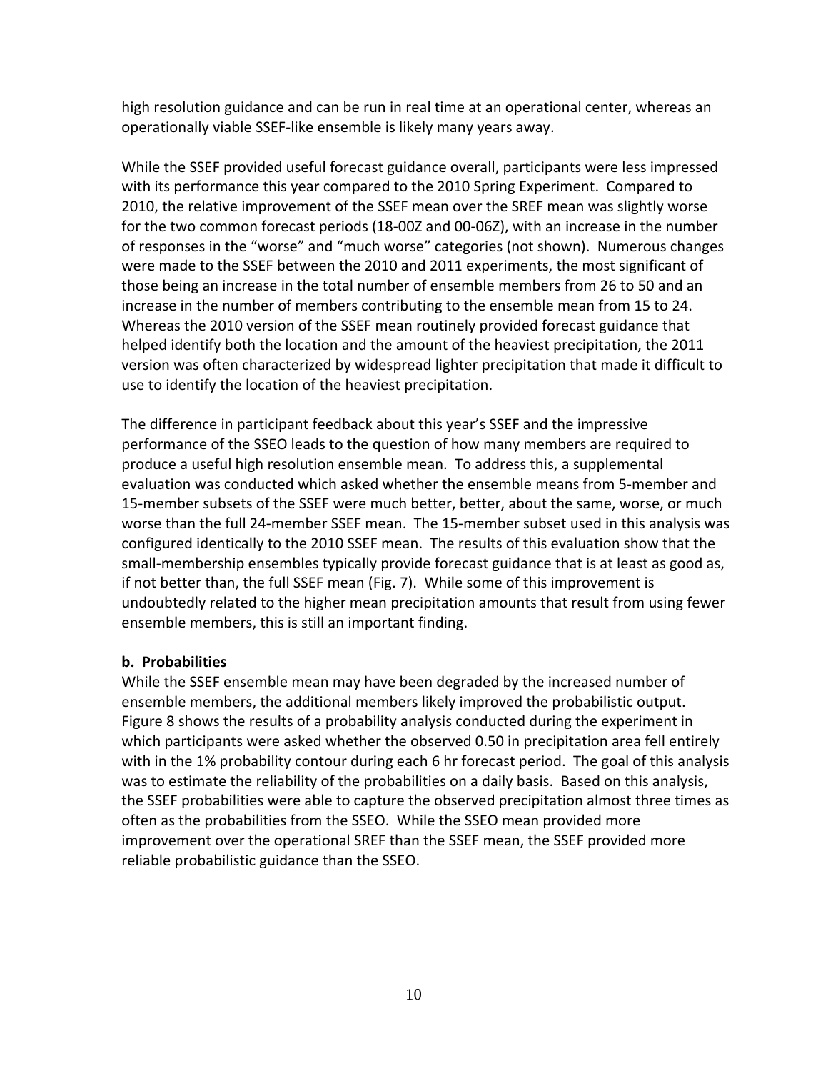high resolution guidance and can be run in real time at an operational center, whereas an operationally viable SSEF-like ensemble is likely many years away.

While the SSEF provided useful forecast guidance overall, participants were less impressed with its performance this year compared to the 2010 Spring Experiment. Compared to 2010, the relative improvement of the SSEF mean over the SREF mean was slightly worse for the two common forecast periods (18-00Z and 00-06Z), with an increase in the number of responses in the "worse" and "much worse" categories (not shown). Numerous changes were made to the SSEF between the 2010 and 2011 experiments, the most significant of those being an increase in the total number of ensemble members from 26 to 50 and an increase in the number of members contributing to the ensemble mean from 15 to 24. Whereas the 2010 version of the SSEF mean routinely provided forecast guidance that helped identify both the location and the amount of the heaviest precipitation, the 2011 version was often characterized by widespread lighter precipitation that made it difficult to use to identify the location of the heaviest precipitation.

The difference in participant feedback about this year's SSEF and the impressive performance of the SSEO leads to the question of how many members are required to produce a useful high resolution ensemble mean. To address this, a supplemental evaluation was conducted which asked whether the ensemble means from 5-member and 15-member subsets of the SSEF were much better, better, about the same, worse, or much worse than the full 24-member SSEF mean. The 15-member subset used in this analysis was configured identically to the 2010 SSEF mean. The results of this evaluation show that the small-membership ensembles typically provide forecast guidance that is at least as good as, if not better than, the full SSEF mean (Fig. 7). While some of this improvement is undoubtedly related to the higher mean precipitation amounts that result from using fewer ensemble members, this is still an important finding.

**b. Probabilities**

While the SSEF ensemble mean may have been degraded by the increased number of ensemble members, the additional members likely improved the probabilistic output. Figure 8 shows the results of a probability analysis conducted during the experiment in which participants were asked whether the observed 0.50 in precipitation area fell entirely with in the 1% probability contour during each 6 hr forecast period. The goal of this analysis was to estimate the reliability of the probabilities on a daily basis. Based on this analysis, the SSEF probabilities were able to capture the observed precipitation almost three times as often as the probabilities from the SSEO. While the SSEO mean provided more improvement over the operational SREF than the SSEF mean, the SSEF provided more reliable probabilistic guidance than the SSEO.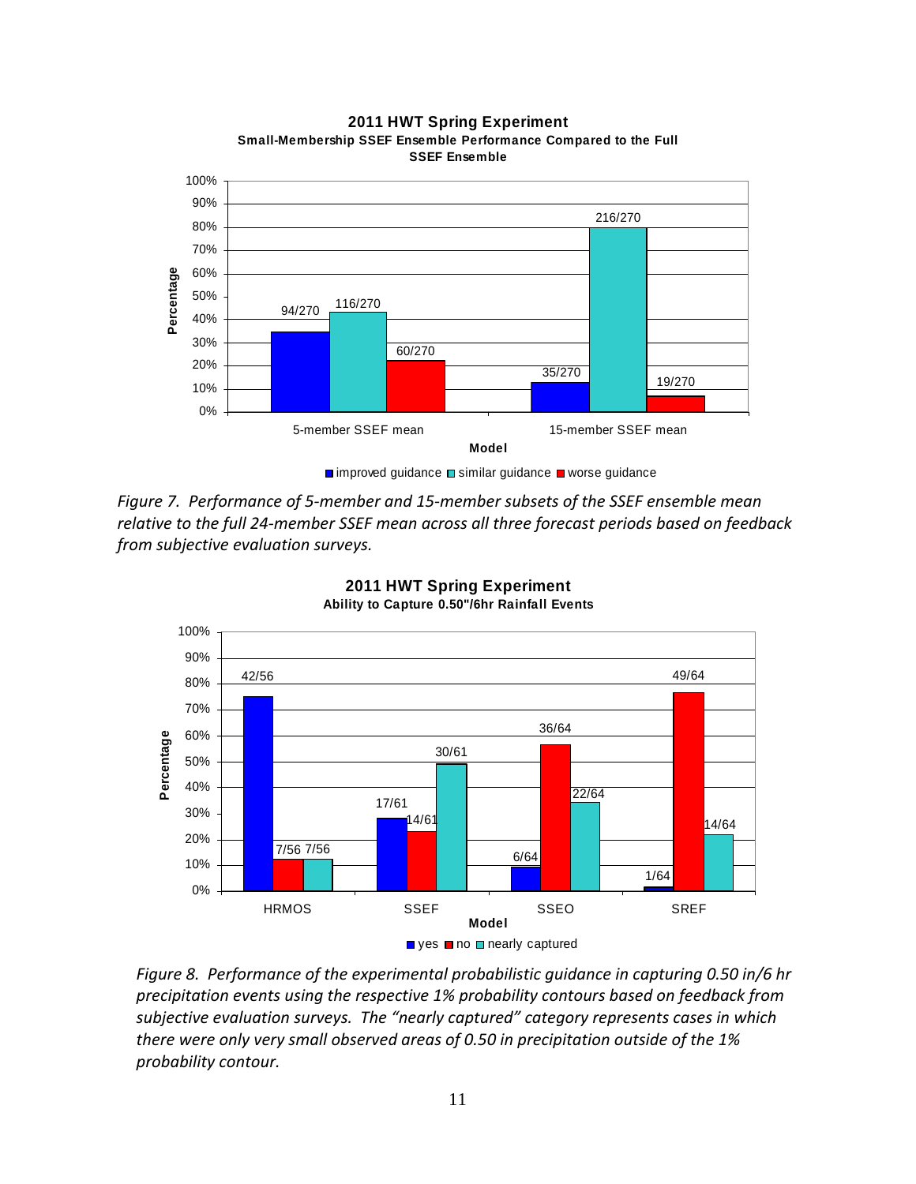**2011 HWT Spring Experiment**
**Small-Membership SSEF Ensemble Performance Compared to the Full SSEF Ensemble**

| Model | improved guidance | similar guidance | worse guidance |
|---|---|---|---|
| 5-member SSEF mean | 94/270 | 116/270 | 60/270 |
| 15-member SSEF mean | 35/270 | 216/270 | 19/270 |

*Figure 7. Performance of 5-member and 15-member subsets of the SSEF ensemble mean relative to the full 24-member SSEF mean across all three forecast periods based on feedback from subjective evaluation surveys.*

**2011 HWT Spring Experiment**
**Ability to Capture 0.50"/6hr Rainfall Events**

| Model | yes | no | nearly captured |
|---|---|---|---|
| HRMOS | 42/56 | 7/56 | 7/56 |
| SSEF | 17/61 | 14/61 | 30/61 |
| SSEO | 6/64 | 36/64 | 22/64 |
| SREF | 1/64 | 49/64 | 14/64 |

*Figure 8. Performance of the experimental probabilistic guidance in capturing 0.50 in/6 hr precipitation events using the respective 1% probability contours based on feedback from subjective evaluation surveys. The "nearly captured" category represents cases in which there were only very small observed areas of 0.50 in precipitation outside of the 1% probability contour.*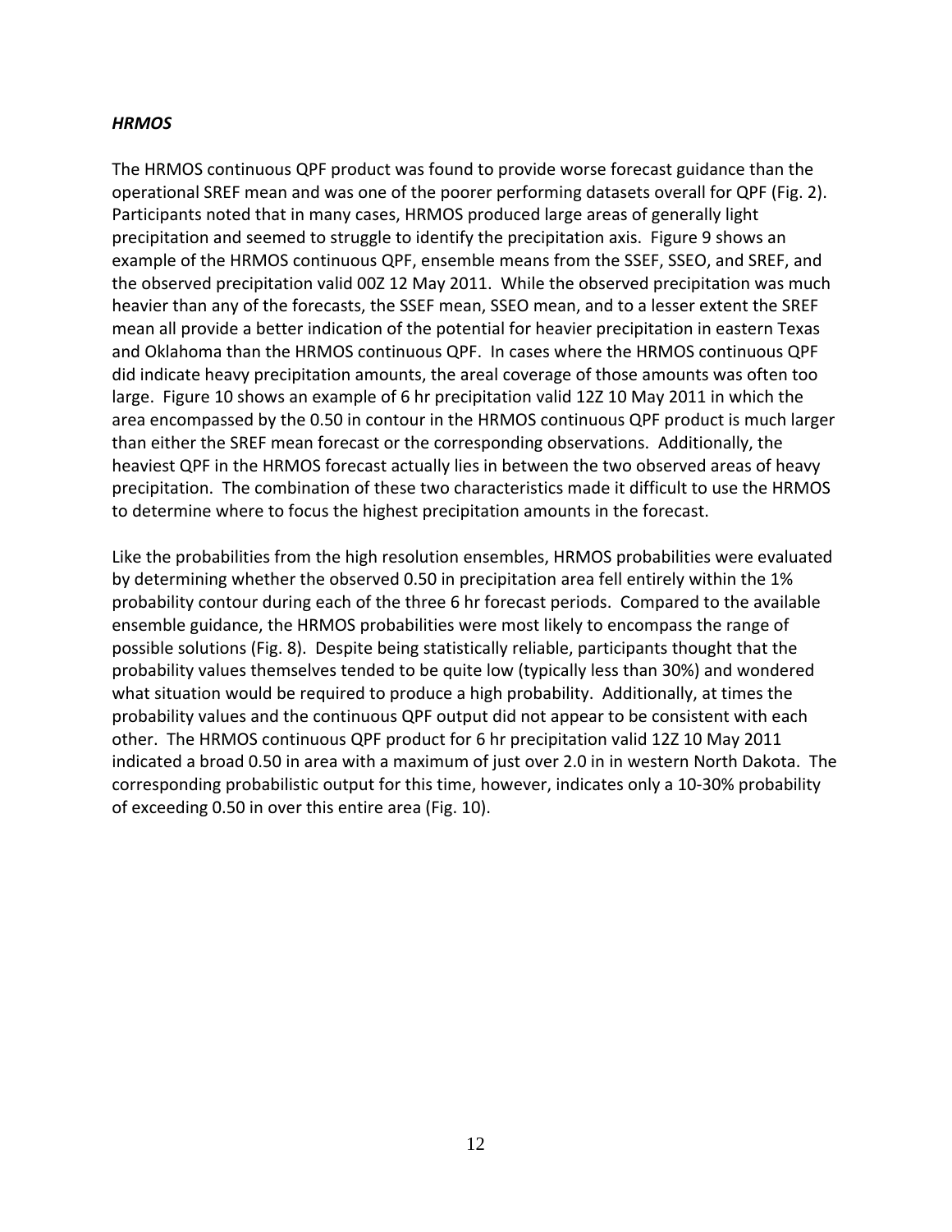***HRMOS***

The HRMOS continuous QPF product was found to provide worse forecast guidance than the operational SREF mean and was one of the poorer performing datasets overall for QPF (Fig. 2). Participants noted that in many cases, HRMOS produced large areas of generally light precipitation and seemed to struggle to identify the precipitation axis. Figure 9 shows an example of the HRMOS continuous QPF, ensemble means from the SSEF, SSEO, and SREF, and the observed precipitation valid 00Z 12 May 2011. While the observed precipitation was much heavier than any of the forecasts, the SSEF mean, SSEO mean, and to a lesser extent the SREF mean all provide a better indication of the potential for heavier precipitation in eastern Texas and Oklahoma than the HRMOS continuous QPF. In cases where the HRMOS continuous QPF did indicate heavy precipitation amounts, the areal coverage of those amounts was often too large. Figure 10 shows an example of 6 hr precipitation valid 12Z 10 May 2011 in which the area encompassed by the 0.50 in contour in the HRMOS continuous QPF product is much larger than either the SREF mean forecast or the corresponding observations. Additionally, the heaviest QPF in the HRMOS forecast actually lies in between the two observed areas of heavy precipitation. The combination of these two characteristics made it difficult to use the HRMOS to determine where to focus the highest precipitation amounts in the forecast.

Like the probabilities from the high resolution ensembles, HRMOS probabilities were evaluated by determining whether the observed 0.50 in precipitation area fell entirely within the 1% probability contour during each of the three 6 hr forecast periods. Compared to the available ensemble guidance, the HRMOS probabilities were most likely to encompass the range of possible solutions (Fig. 8). Despite being statistically reliable, participants thought that the probability values themselves tended to be quite low (typically less than 30%) and wondered what situation would be required to produce a high probability. Additionally, at times the probability values and the continuous QPF output did not appear to be consistent with each other. The HRMOS continuous QPF product for 6 hr precipitation valid 12Z 10 May 2011 indicated a broad 0.50 in area with a maximum of just over 2.0 in in western North Dakota. The corresponding probabilistic output for this time, however, indicates only a 10-30% probability of exceeding 0.50 in over this entire area (Fig. 10).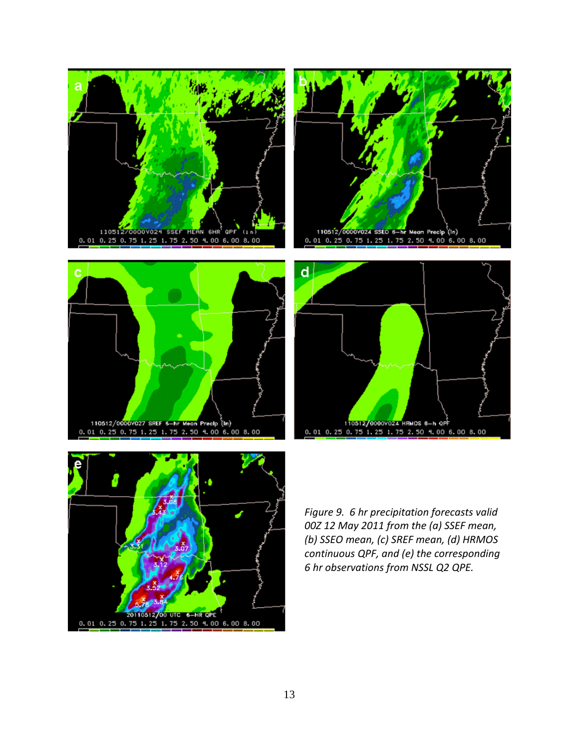*Figure 9. 6 hr precipitation forecasts valid 00Z 12 May 2011 from the (a) SSEF mean, (b) SSEO mean, (c) SREF mean, (d) HRMOS continuous QPF, and (e) the corresponding 6 hr observations from NSSL Q2 QPE.*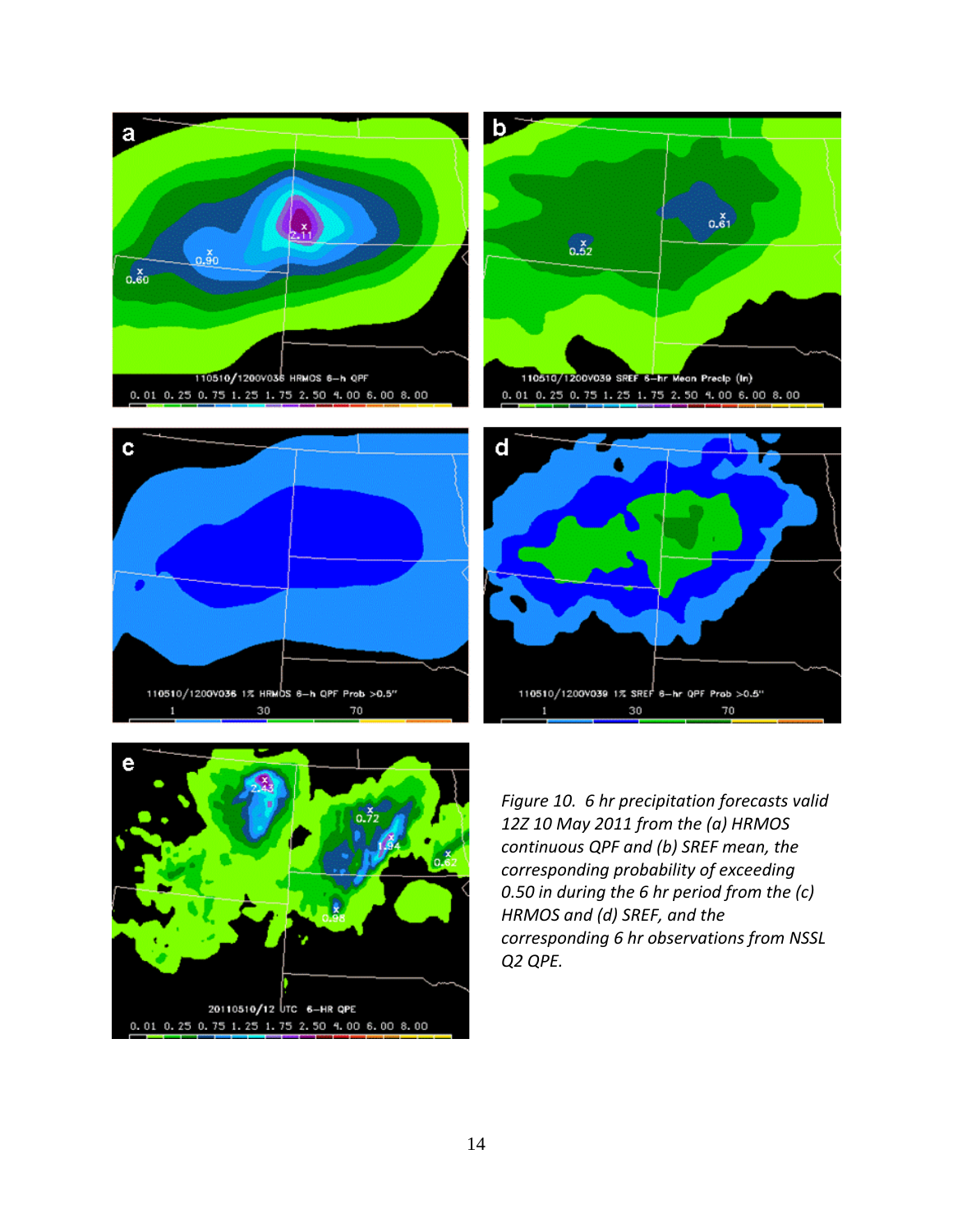*Figure 10. 6 hr precipitation forecasts valid 12Z 10 May 2011 from the (a) HRMOS continuous QPF and (b) SREF mean, the corresponding probability of exceeding 0.50 in during the 6 hr period from the (c) HRMOS and (d) SREF, and the corresponding 6 hr observations from NSSL Q2 QPE.*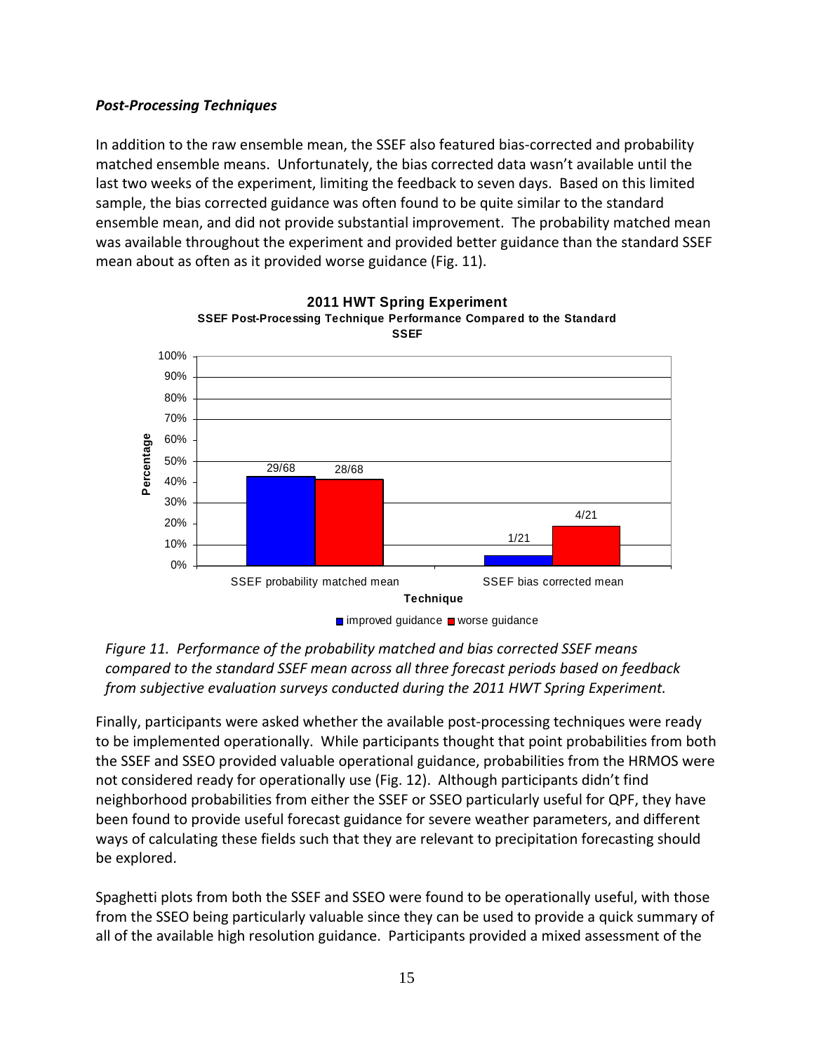### *Post-Processing Techniques*

In addition to the raw ensemble mean, the SSEF also featured bias-corrected and probability matched ensemble means. Unfortunately, the bias corrected data wasn't available until the last two weeks of the experiment, limiting the feedback to seven days. Based on this limited sample, the bias corrected guidance was often found to be quite similar to the standard ensemble mean, and did not provide substantial improvement. The probability matched mean was available throughout the experiment and provided better guidance than the standard SSEF mean about as often as it provided worse guidance (Fig. 11).

**2011 HWT Spring Experiment**
**SSEF Post-Processing Technique Performance Compared to the Standard SSEF**

| Technique | improved guidance | worse guidance |
|---|---|---|
| SSEF probability matched mean | 29/68 | 28/68 |
| SSEF bias corrected mean | 1/21 | 4/21 |

*Figure 11. Performance of the probability matched and bias corrected SSEF means compared to the standard SSEF mean across all three forecast periods based on feedback from subjective evaluation surveys conducted during the 2011 HWT Spring Experiment.*

Finally, participants were asked whether the available post-processing techniques were ready to be implemented operationally. While participants thought that point probabilities from both the SSEF and SSEO provided valuable operational guidance, probabilities from the HRMOS were not considered ready for operationally use (Fig. 12). Although participants didn't find neighborhood probabilities from either the SSEF or SSEO particularly useful for QPF, they have been found to provide useful forecast guidance for severe weather parameters, and different ways of calculating these fields such that they are relevant to precipitation forecasting should be explored.

Spaghetti plots from both the SSEF and SSEO were found to be operationally useful, with those from the SSEO being particularly valuable since they can be used to provide a quick summary of all of the available high resolution guidance. Participants provided a mixed assessment of the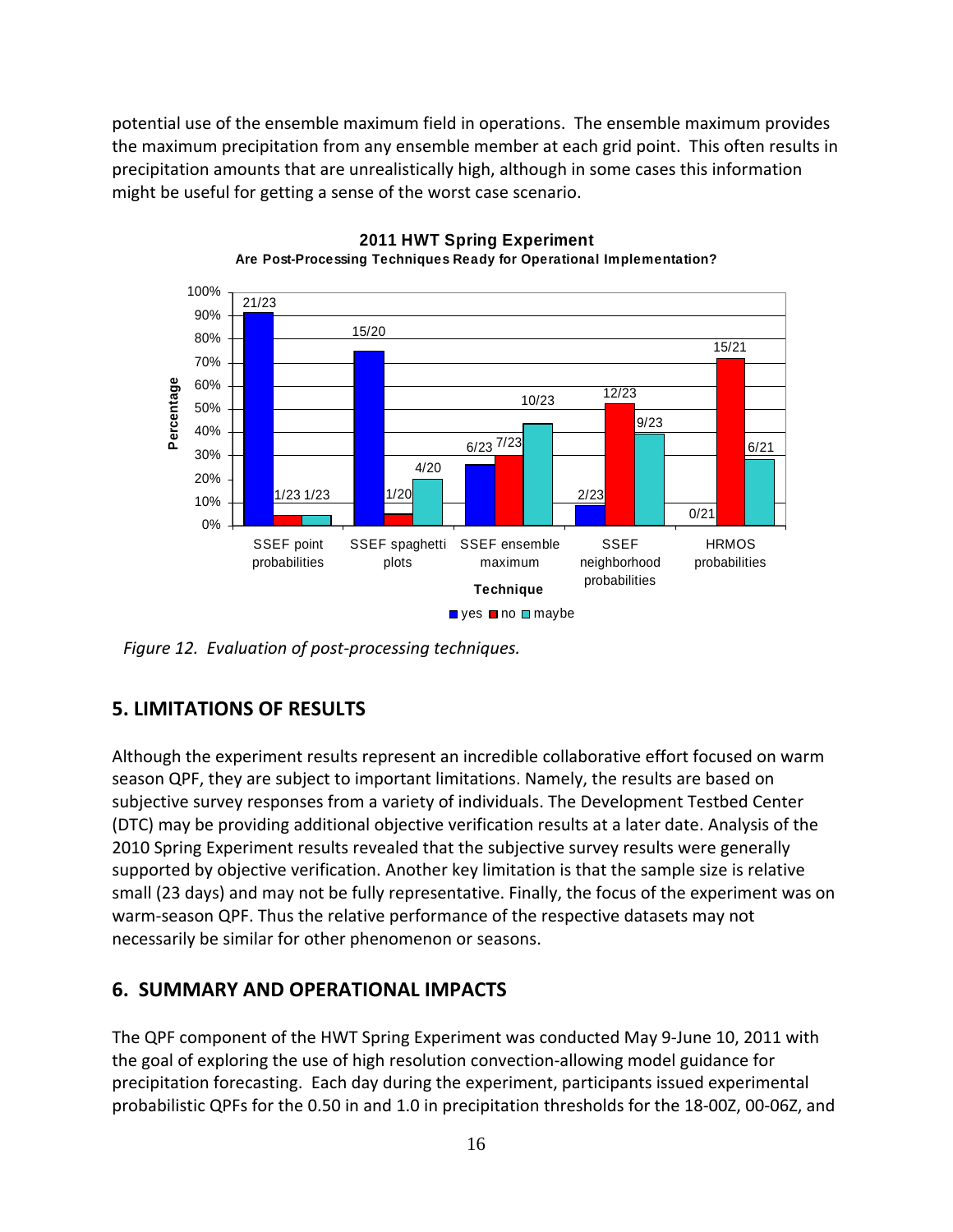potential use of the ensemble maximum field in operations. The ensemble maximum provides the maximum precipitation from any ensemble member at each grid point. This often results in precipitation amounts that are unrealistically high, although in some cases this information might be useful for getting a sense of the worst case scenario.

**2011 HWT Spring Experiment**
**Are Post-Processing Techniques Ready for Operational Implementation?**

| Technique | yes | no | maybe |
|---|---|---|---|
| SSEF point probabilities | 21/23 | 1/23 | 1/23 |
| SSEF spaghetti plots | 15/20 | 1/20 | 4/20 |
| SSEF ensemble maximum | 6/23 | 7/23 | 10/23 |
| SSEF neighborhood probabilities | 2/23 | 12/23 | 9/23 |
| HRMOS probabilities | 0/21 | 15/21 | 6/21 |

*Figure 12. Evaluation of post-processing techniques.*

## 5. LIMITATIONS OF RESULTS

Although the experiment results represent an incredible collaborative effort focused on warm season QPF, they are subject to important limitations. Namely, the results are based on subjective survey responses from a variety of individuals. The Development Testbed Center (DTC) may be providing additional objective verification results at a later date. Analysis of the 2010 Spring Experiment results revealed that the subjective survey results were generally supported by objective verification. Another key limitation is that the sample size is relative small (23 days) and may not be fully representative. Finally, the focus of the experiment was on warm-season QPF. Thus the relative performance of the respective datasets may not necessarily be similar for other phenomenon or seasons.

## 6. SUMMARY AND OPERATIONAL IMPACTS

The QPF component of the HWT Spring Experiment was conducted May 9-June 10, 2011 with the goal of exploring the use of high resolution convection-allowing model guidance for precipitation forecasting. Each day during the experiment, participants issued experimental probabilistic QPFs for the 0.50 in and 1.0 in precipitation thresholds for the 18-00Z, 00-06Z, and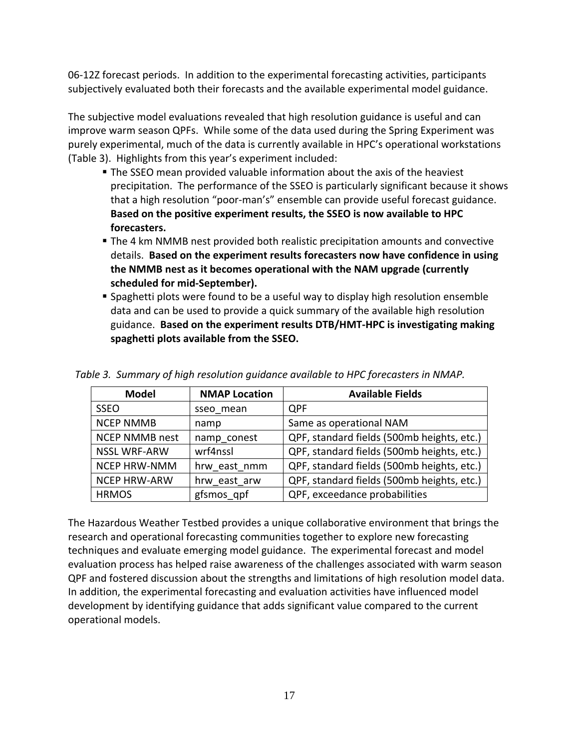06-12Z forecast periods. In addition to the experimental forecasting activities, participants subjectively evaluated both their forecasts and the available experimental model guidance.

The subjective model evaluations revealed that high resolution guidance is useful and can improve warm season QPFs. While some of the data used during the Spring Experiment was purely experimental, much of the data is currently available in HPC's operational workstations (Table 3). Highlights from this year's experiment included:

- The SSEO mean provided valuable information about the axis of the heaviest precipitation. The performance of the SSEO is particularly significant because it shows that a high resolution "poor-man's" ensemble can provide useful forecast guidance. **Based on the positive experiment results, the SSEO is now available to HPC forecasters.**
- The 4 km NMMB nest provided both realistic precipitation amounts and convective details. **Based on the experiment results forecasters now have confidence in using the NMMB nest as it becomes operational with the NAM upgrade (currently scheduled for mid-September).**
- Spaghetti plots were found to be a useful way to display high resolution ensemble data and can be used to provide a quick summary of the available high resolution guidance. **Based on the experiment results DTB/HMT-HPC is investigating making spaghetti plots available from the SSEO.**

*Table 3. Summary of high resolution guidance available to HPC forecasters in NMAP.*

| Model | NMAP Location | Available Fields |
|---|---|---|
| SSEO | sseo_mean | QPF |
| NCEP NMMB | namp | Same as operational NAM |
| NCEP NMMB nest | namp_conest | QPF, standard fields (500mb heights, etc.) |
| NSSL WRF-ARW | wrf4nssl | QPF, standard fields (500mb heights, etc.) |
| NCEP HRW-NMM | hrw_east_nmm | QPF, standard fields (500mb heights, etc.) |
| NCEP HRW-ARW | hrw_east_arw | QPF, standard fields (500mb heights, etc.) |
| HRMOS | gfsmos_qpf | QPF, exceedance probabilities |

The Hazardous Weather Testbed provides a unique collaborative environment that brings the research and operational forecasting communities together to explore new forecasting techniques and evaluate emerging model guidance. The experimental forecast and model evaluation process has helped raise awareness of the challenges associated with warm season QPF and fostered discussion about the strengths and limitations of high resolution model data. In addition, the experimental forecasting and evaluation activities have influenced model development by identifying guidance that adds significant value compared to the current operational models.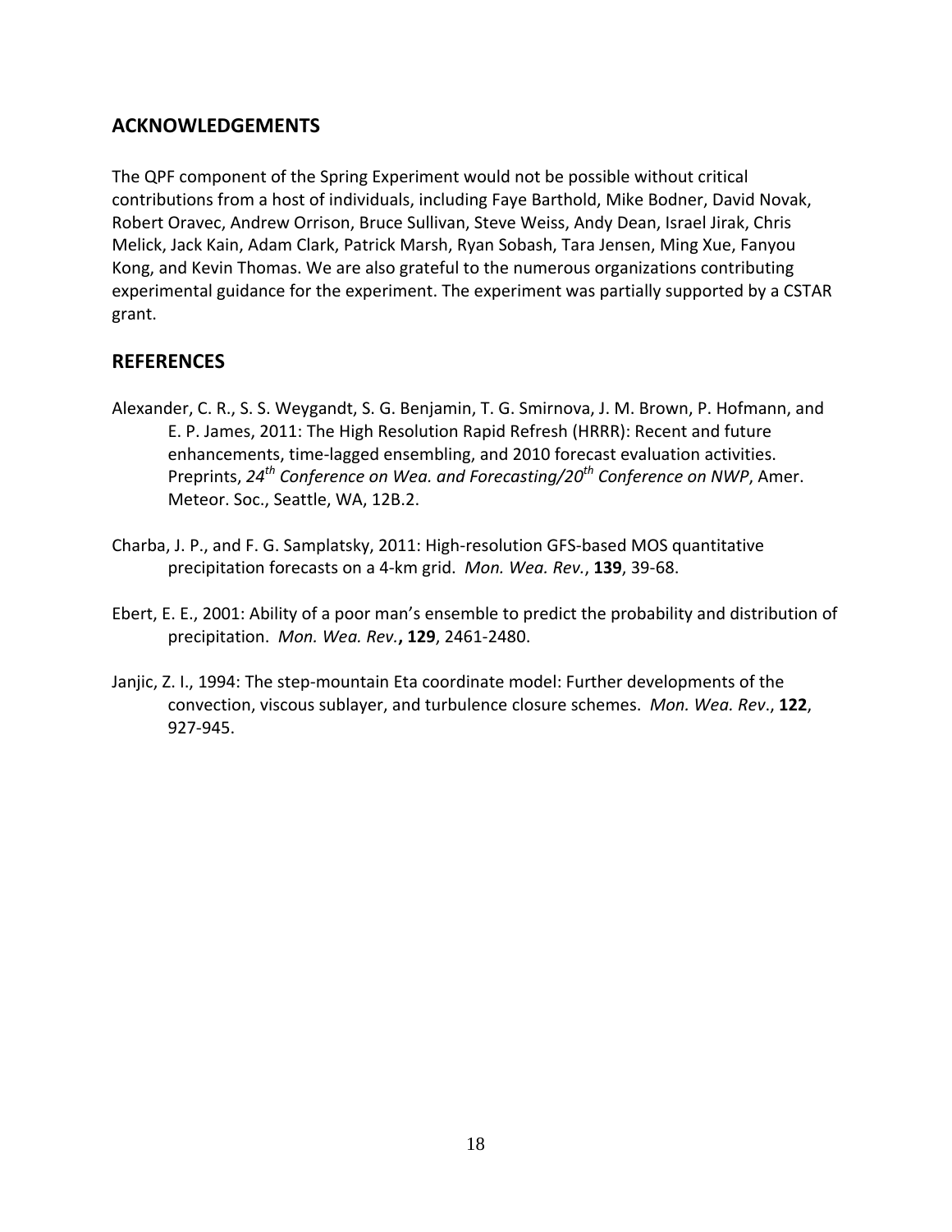## ACKNOWLEDGEMENTS

The QPF component of the Spring Experiment would not be possible without critical contributions from a host of individuals, including Faye Barthold, Mike Bodner, David Novak, Robert Oravec, Andrew Orrison, Bruce Sullivan, Steve Weiss, Andy Dean, Israel Jirak, Chris Melick, Jack Kain, Adam Clark, Patrick Marsh, Ryan Sobash, Tara Jensen, Ming Xue, Fanyou Kong, and Kevin Thomas. We are also grateful to the numerous organizations contributing experimental guidance for the experiment. The experiment was partially supported by a CSTAR grant.

## REFERENCES

Alexander, C. R., S. S. Weygandt, S. G. Benjamin, T. G. Smirnova, J. M. Brown, P. Hofmann, and E. P. James, 2011: The High Resolution Rapid Refresh (HRRR): Recent and future enhancements, time-lagged ensembling, and 2010 forecast evaluation activities. Preprints, *24th Conference on Wea. and Forecasting/20th Conference on NWP*, Amer. Meteor. Soc., Seattle, WA, 12B.2.

Charba, J. P., and F. G. Samplatsky, 2011: High-resolution GFS-based MOS quantitative precipitation forecasts on a 4-km grid. *Mon. Wea. Rev.*, **139**, 39-68.

Ebert, E. E., 2001: Ability of a poor man's ensemble to predict the probability and distribution of precipitation. *Mon. Wea. Rev.***,** **129**, 2461-2480.

Janjic, Z. I., 1994: The step-mountain Eta coordinate model: Further developments of the convection, viscous sublayer, and turbulence closure schemes. *Mon. Wea. Rev*., **122**, 927-945.